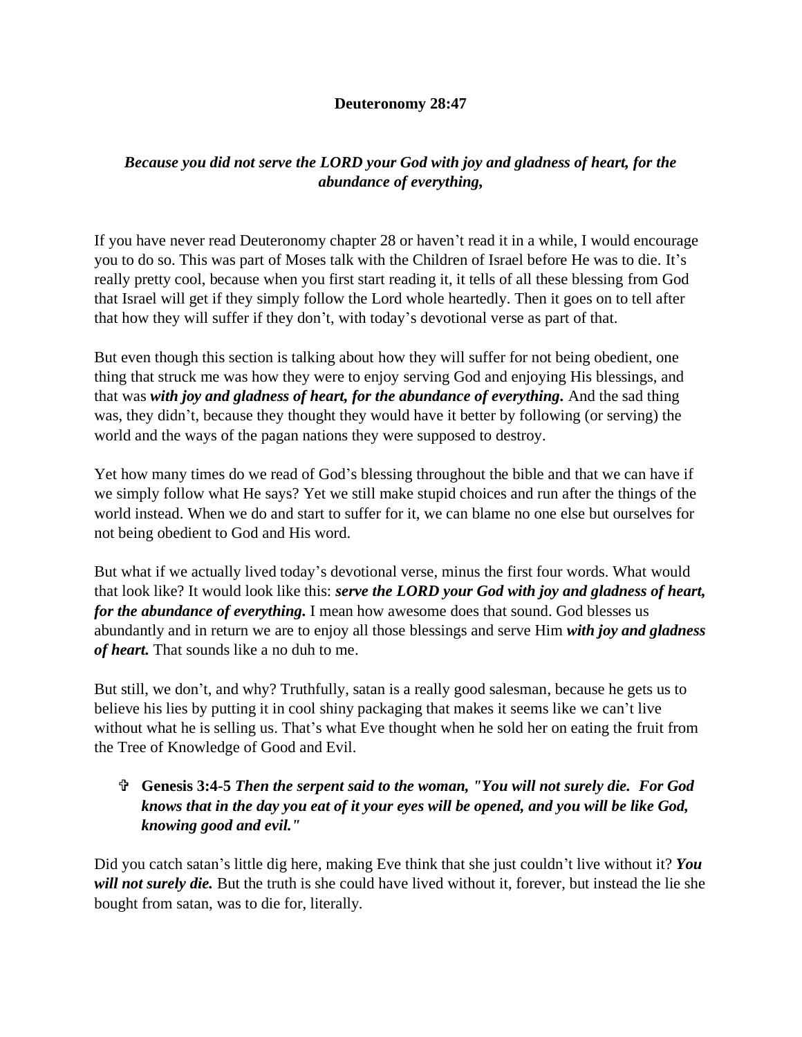**Deuteronomy 28:47**

***Because you did not serve the LORD your God with joy and gladness of heart, for the abundance of everything,***

If you have never read Deuteronomy chapter 28 or haven't read it in a while, I would encourage you to do so. This was part of Moses talk with the Children of Israel before He was to die. It's really pretty cool, because when you first start reading it, it tells of all these blessing from God that Israel will get if they simply follow the Lord whole heartedly. Then it goes on to tell after that how they will suffer if they don't, with today's devotional verse as part of that.

But even though this section is talking about how they will suffer for not being obedient, one thing that struck me was how they were to enjoy serving God and enjoying His blessings, and that was ***with joy and gladness of heart, for the abundance of everything.*** And the sad thing was, they didn't, because they thought they would have it better by following (or serving) the world and the ways of the pagan nations they were supposed to destroy.

Yet how many times do we read of God's blessing throughout the bible and that we can have if we simply follow what He says? Yet we still make stupid choices and run after the things of the world instead. When we do and start to suffer for it, we can blame no one else but ourselves for not being obedient to God and His word.

But what if we actually lived today's devotional verse, minus the first four words. What would that look like? It would look like this: ***serve the LORD your God with joy and gladness of heart, for the abundance of everything.*** I mean how awesome does that sound. God blesses us abundantly and in return we are to enjoy all those blessings and serve Him ***with joy and gladness of heart.*** That sounds like a no duh to me.

But still, we don't, and why? Truthfully, satan is a really good salesman, because he gets us to believe his lies by putting it in cool shiny packaging that makes it seems like we can't live without what he is selling us. That's what Eve thought when he sold her on eating the fruit from the Tree of Knowledge of Good and Evil.

- ✞ **Genesis 3:4-5** ***Then the serpent said to the woman, "You will not surely die. For God knows that in the day you eat of it your eyes will be opened, and you will be like God, knowing good and evil."***

Did you catch satan's little dig here, making Eve think that she just couldn't live without it? ***You will not surely die.*** But the truth is she could have lived without it, forever, but instead the lie she bought from satan, was to die for, literally.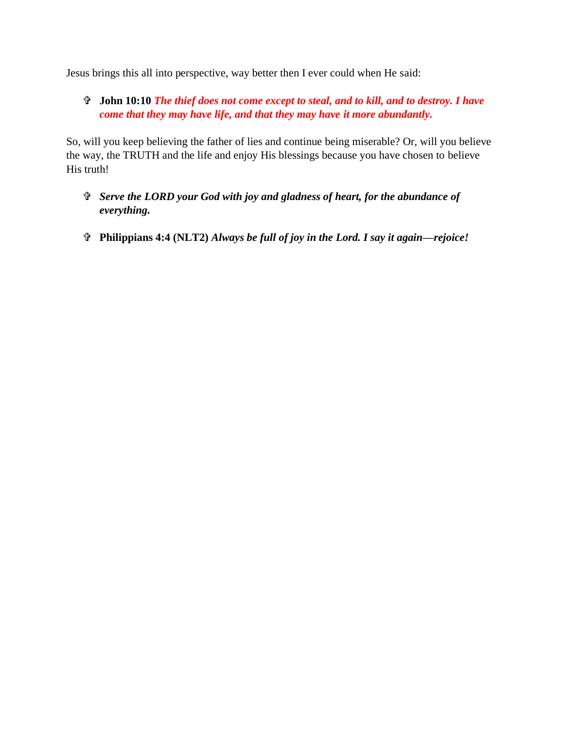Jesus brings this all into perspective, way better then I ever could when He said:

- ✞ **John 10:10** ***The thief does not come except to steal, and to kill, and to destroy. I have come that they may have life, and that they may have it more abundantly.***

So, will you keep believing the father of lies and continue being miserable? Or, will you believe the way, the TRUTH and the life and enjoy His blessings because you have chosen to believe His truth!

- ✞ ***Serve the LORD your God with joy and gladness of heart, for the abundance of everything.***

- ✞ **Philippians 4:4 (NLT2)** ***Always be full of joy in the Lord. I say it again—rejoice!***